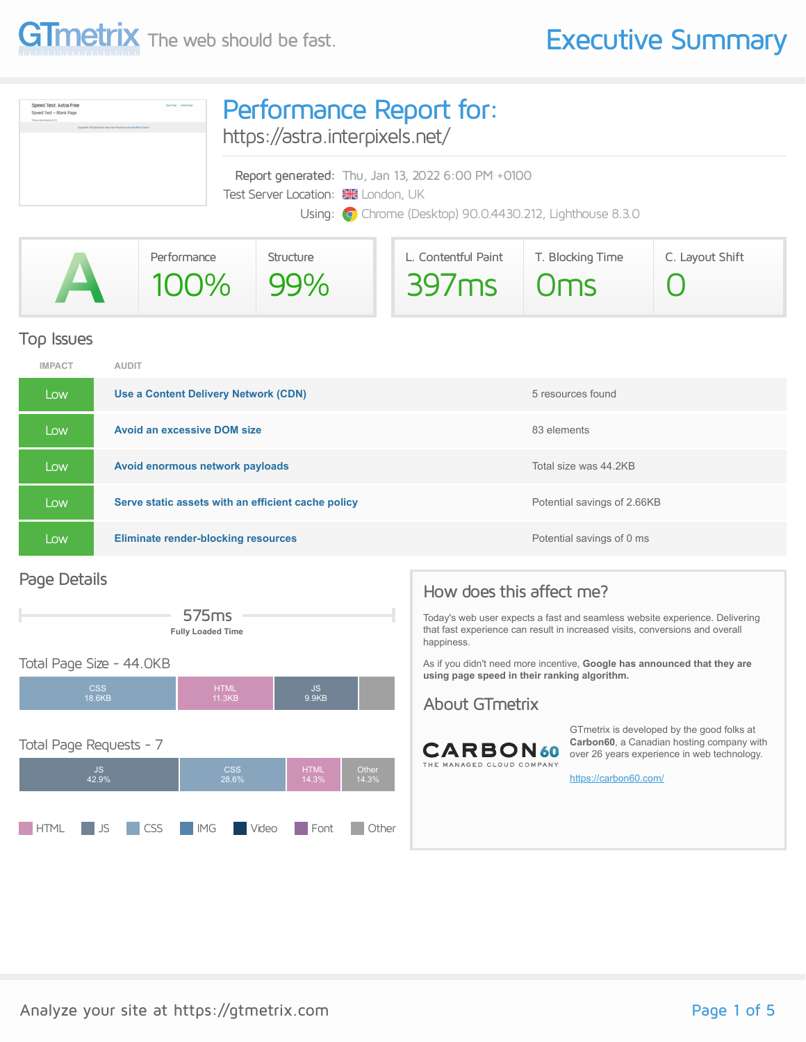GTmetrix The web should be fast.

# Executive Summary

## Performance Report for:

https://astra.interpixels.net/

Report generated: Thu, Jan 13, 2022 6:00 PM +0100
Test Server Location: London, UK
Using: Chrome (Desktop) 90.0.4430.212, Lighthouse 8.3.0

| Grade | Performance | Structure | L. Contentful Paint | T. Blocking Time | C. Layout Shift |
|---|---|---|---|---|---|
| A | 100% | 99% | 397ms | 0ms | 0 |

## Top Issues

| IMPACT | AUDIT | |
|---|---|---|
| Low | Use a Content Delivery Network (CDN) | 5 resources found |
| Low | Avoid an excessive DOM size | 83 elements |
| Low | Avoid enormous network payloads | Total size was 44.2KB |
| Low | Serve static assets with an efficient cache policy | Potential savings of 2.66KB |
| Low | Eliminate render-blocking resources | Potential savings of 0 ms |

## Page Details

575ms
**Fully Loaded Time**

### Total Page Size - 44.0KB

CSS 18.6KB | HTML 11.3KB | JS 9.9KB

### Total Page Requests - 7

JS 42.9% | CSS 28.6% | HTML 14.3% | Other 14.3%

HTML | JS | CSS | IMG | Video | Font | Other

## How does this affect me?

Today's web user expects a fast and seamless website experience. Delivering that fast experience can result in increased visits, conversions and overall happiness.

As if you didn't need more incentive, **Google has announced that they are using page speed in their ranking algorithm.**

## About GTmetrix

CARBON60 THE MANAGED CLOUD COMPANY

GTmetrix is developed by the good folks at **Carbon60**, a Canadian hosting company with over 26 years experience in web technology.

https://carbon60.com/

Analyze your site at https://gtmetrix.com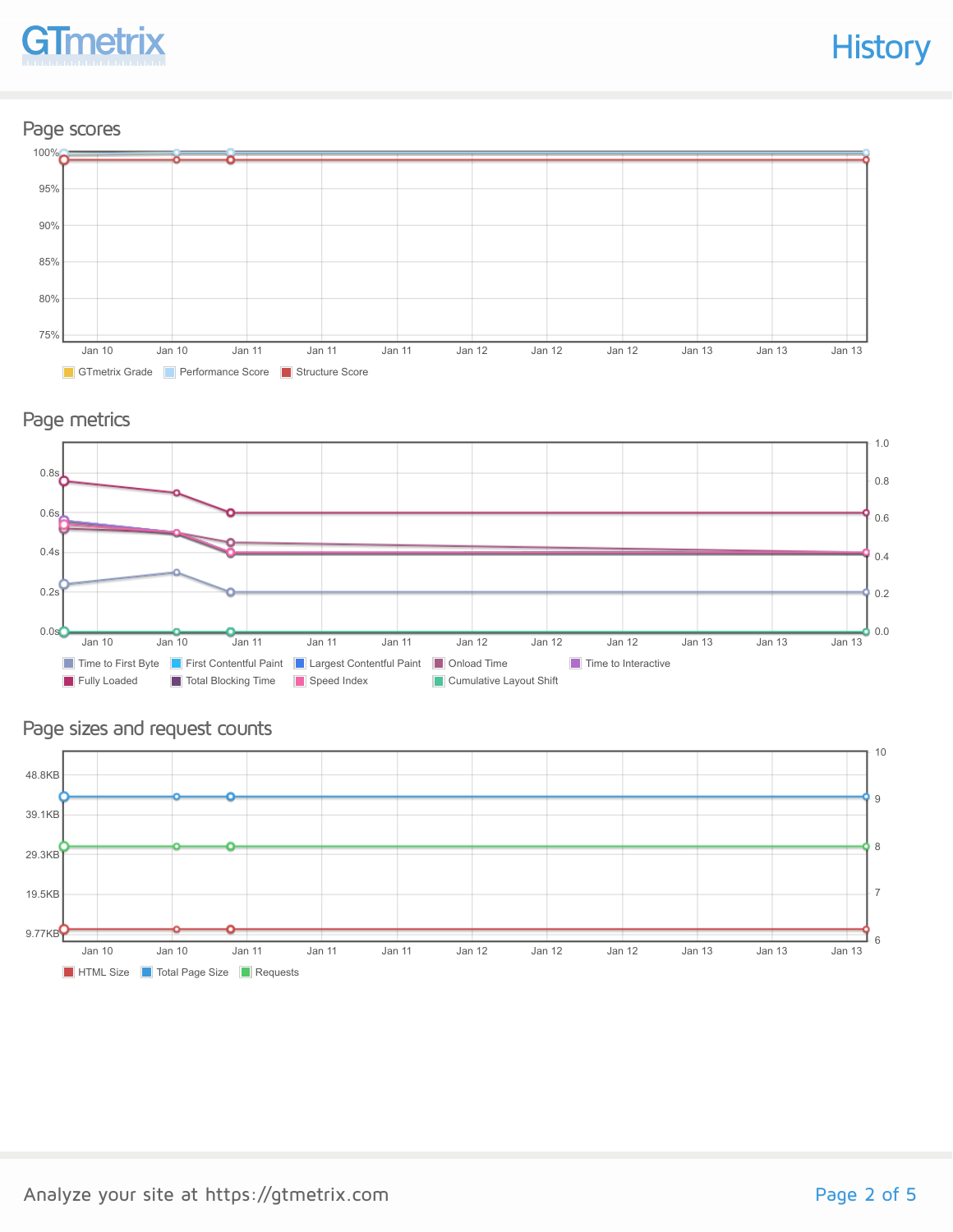# History

## Page scores

100%
95%
90%
85%
80%
75%

Jan 10 Jan 10 Jan 11 Jan 11 Jan 11 Jan 12 Jan 12 Jan 12 Jan 13 Jan 13 Jan 13

GTmetrix Grade | Performance Score | Structure Score

## Page metrics

0.8s
0.6s
0.4s
0.2s
0.0s

1.0
0.8
0.6
0.4
0.2
0.0

Jan 10 Jan 10 Jan 11 Jan 11 Jan 11 Jan 12 Jan 12 Jan 12 Jan 13 Jan 13 Jan 13

Time to First Byte | First Contentful Paint | Largest Contentful Paint | Onload Time | Time to Interactive
Fully Loaded | Total Blocking Time | Speed Index | Cumulative Layout Shift

## Page sizes and request counts

48.8KB
39.1KB
29.3KB
19.5KB
9.77KB

10
9
8
7
6

Jan 10 Jan 10 Jan 11 Jan 11 Jan 11 Jan 12 Jan 12 Jan 12 Jan 13 Jan 13 Jan 13

HTML Size | Total Page Size | Requests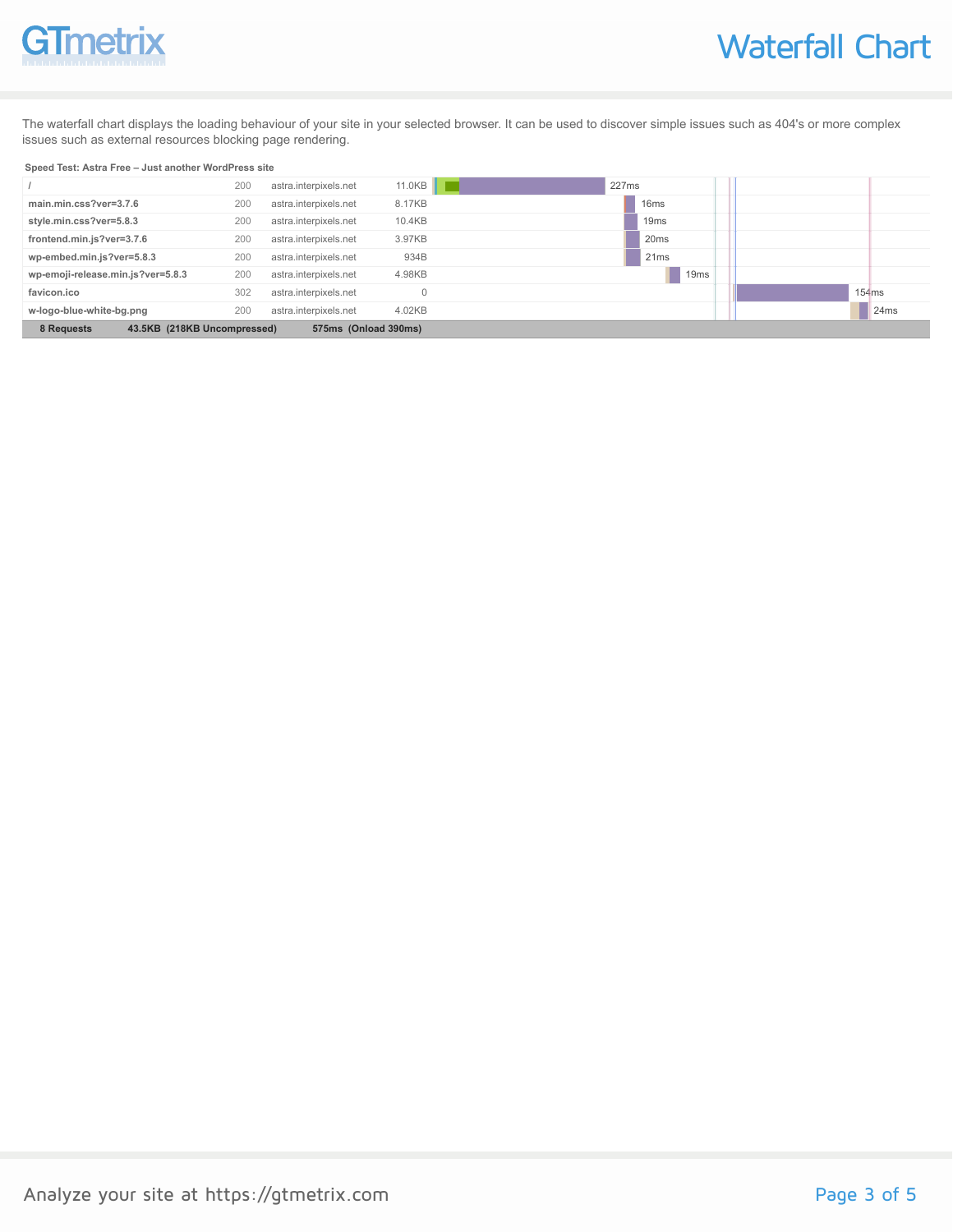# Waterfall Chart

The waterfall chart displays the loading behaviour of your site in your selected browser. It can be used to discover simple issues such as 404's or more complex issues such as external resources blocking page rendering.

**Speed Test: Astra Free – Just another WordPress site**

| URL | Status | Domain | Size | Timing |
|---|---|---|---|---|
| / | 200 | astra.interpixels.net | 11.0KB | 227ms |
| main.min.css?ver=3.7.6 | 200 | astra.interpixels.net | 8.17KB | 16ms |
| style.min.css?ver=5.8.3 | 200 | astra.interpixels.net | 10.4KB | 19ms |
| frontend.min.js?ver=3.7.6 | 200 | astra.interpixels.net | 3.97KB | 20ms |
| wp-embed.min.js?ver=5.8.3 | 200 | astra.interpixels.net | 934B | 21ms |
| wp-emoji-release.min.js?ver=5.8.3 | 200 | astra.interpixels.net | 4.98KB | 19ms |
| favicon.ico | 302 | astra.interpixels.net | 0 | 154ms |
| w-logo-blue-white-bg.png | 200 | astra.interpixels.net | 4.02KB | 24ms |
| **8 Requests** | | **43.5KB (218KB Uncompressed)** | | **575ms (Onload 390ms)** |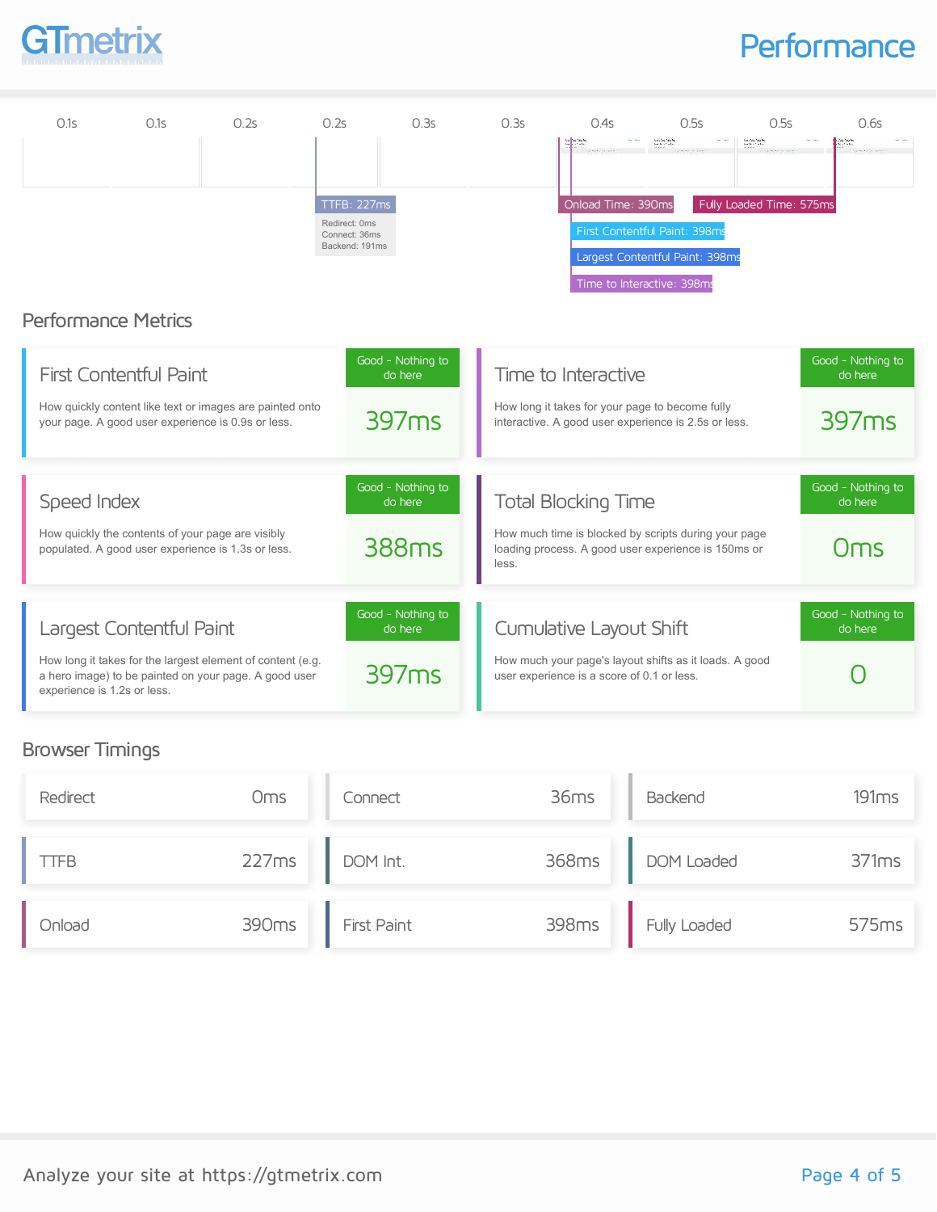# Performance

0.1s | 0.1s | 0.2s | 0.2s | 0.3s | 0.3s | 0.4s | 0.5s | 0.5s | 0.6s

TTFB: 227ms
Redirect: 0ms
Connect: 36ms
Backend: 191ms

Onload Time: 390ms

Fully Loaded Time: 575ms

First Contentful Paint: 398ms

Largest Contentful Paint: 398ms

Time to Interactive: 398ms

## Performance Metrics

### First Contentful Paint

How quickly content like text or images are painted onto your page. A good user experience is 0.9s or less.

Good - Nothing to do here

397ms

### Time to Interactive

How long it takes for your page to become fully interactive. A good user experience is 2.5s or less.

Good - Nothing to do here

397ms

### Speed Index

How quickly the contents of your page are visibly populated. A good user experience is 1.3s or less.

Good - Nothing to do here

388ms

### Total Blocking Time

How much time is blocked by scripts during your page loading process. A good user experience is 150ms or less.

Good - Nothing to do here

0ms

### Largest Contentful Paint

How long it takes for the largest element of content (e.g. a hero image) to be painted on your page. A good user experience is 1.2s or less.

Good - Nothing to do here

397ms

### Cumulative Layout Shift

How much your page's layout shifts as it loads. A good user experience is a score of 0.1 or less.

Good - Nothing to do here

0

## Browser Timings

| | | | | | |
|---|---|---|---|---|---|
| Redirect | 0ms | Connect | 36ms | Backend | 191ms |
| TTFB | 227ms | DOM Int. | 368ms | DOM Loaded | 371ms |
| Onload | 390ms | First Paint | 398ms | Fully Loaded | 575ms |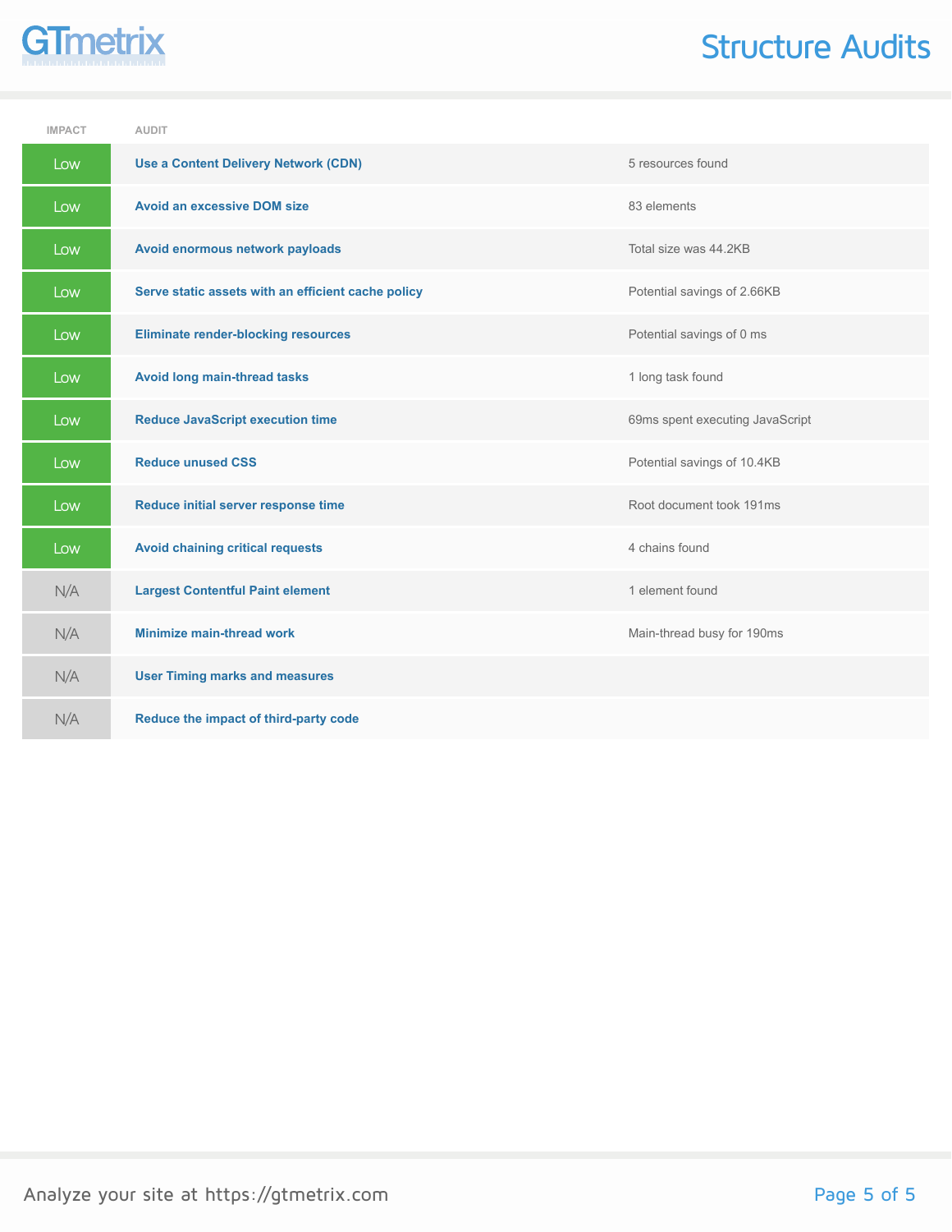# Structure Audits

| IMPACT | AUDIT | |
| --- | --- | --- |
| Low | **Use a Content Delivery Network (CDN)** | 5 resources found |
| Low | **Avoid an excessive DOM size** | 83 elements |
| Low | **Avoid enormous network payloads** | Total size was 44.2KB |
| Low | **Serve static assets with an efficient cache policy** | Potential savings of 2.66KB |
| Low | **Eliminate render-blocking resources** | Potential savings of 0 ms |
| Low | **Avoid long main-thread tasks** | 1 long task found |
| Low | **Reduce JavaScript execution time** | 69ms spent executing JavaScript |
| Low | **Reduce unused CSS** | Potential savings of 10.4KB |
| Low | **Reduce initial server response time** | Root document took 191ms |
| Low | **Avoid chaining critical requests** | 4 chains found |
| N/A | **Largest Contentful Paint element** | 1 element found |
| N/A | **Minimize main-thread work** | Main-thread busy for 190ms |
| N/A | **User Timing marks and measures** | |
| N/A | **Reduce the impact of third-party code** | |

Analyze your site at https://gtmetrix.com